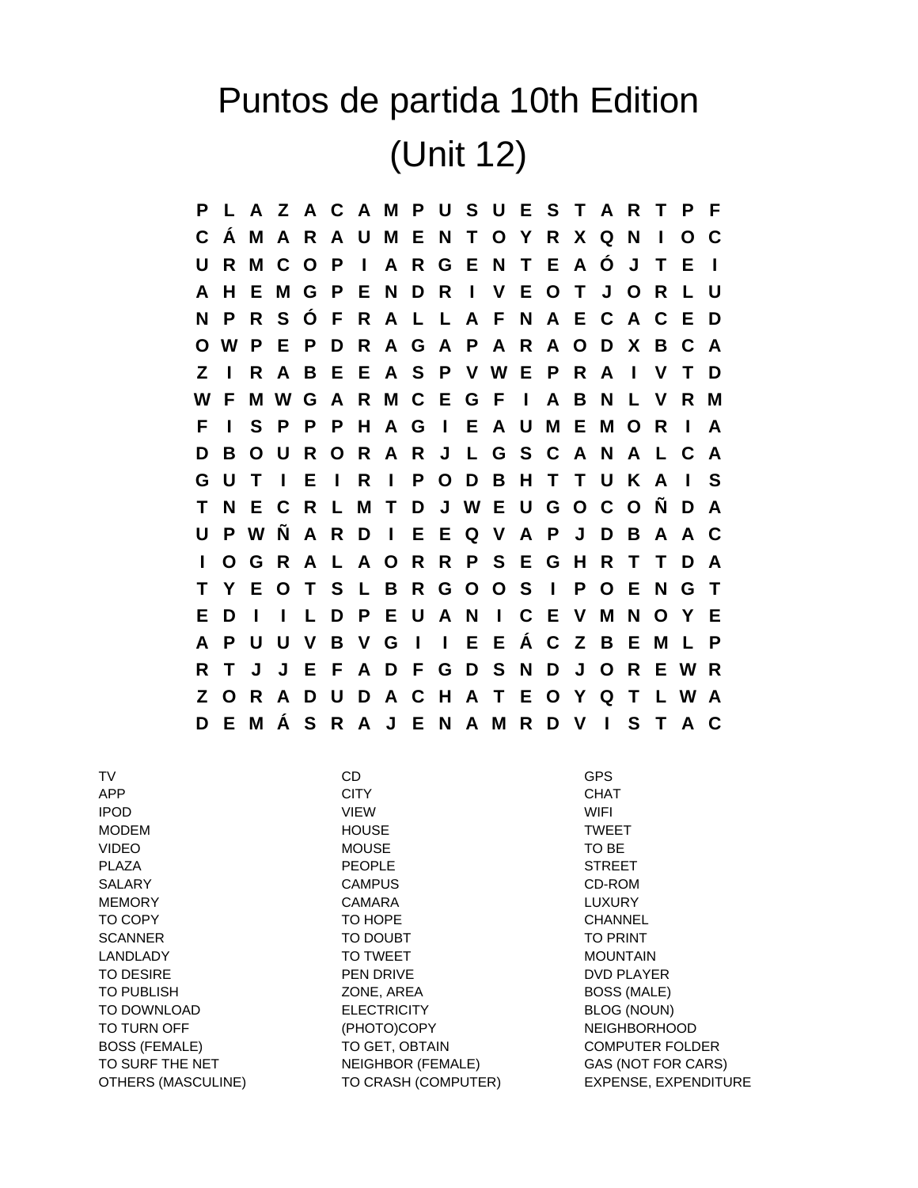# Puntos de partida 10th Edition

# (Unit 12)

```
P L A Z A C A M P U S U E S T A R T P F
C Á M A R A U M E N T O Y R X Q N I O C
U R M C O P I A R G E N T E A Ó J T E I
A H E M G P E N D R I V E O T J O R L U
N P R S Ó F R A L L A F N A E C A C E D
O W P E P D R A G A P A R A O D X B C A
Z I R A B E E A S P V W E P R A I V T D
W F M W G A R M C E G F I A B N L V R M
F I S P P P H A G I E A U M E M O R I A
D B O U R O R A R J L G S C A N A L C A
G U T I E I R I P O D B H T T U K A I S
T N E C R L M T D J W E U G O C O Ñ D A
U P W Ñ A R D I E E Q V A P J D B A A C
I O G R A L A O R R P S E G H R T T D A
T Y E O T S L B R G O O S I P O E N G T
E D I I L D P E U A N I C E V M N O Y E
A P U U V B V G I I E E Á C Z B E M L P
R T J J E F A D F G D S N D J O R E W R
Z O R A D U D A C H A T E O Y Q T L W A
D E M Á S R A J E N A M R D V I S T A C
```

| | | |
|---|---|---|
| TV | CD | GPS |
| APP | CITY | CHAT |
| IPOD | VIEW | WIFI |
| MODEM | HOUSE | TWEET |
| VIDEO | MOUSE | TO BE |
| PLAZA | PEOPLE | STREET |
| SALARY | CAMPUS | CD-ROM |
| MEMORY | CAMARA | LUXURY |
| TO COPY | TO HOPE | CHANNEL |
| SCANNER | TO DOUBT | TO PRINT |
| LANDLADY | TO TWEET | MOUNTAIN |
| TO DESIRE | PEN DRIVE | DVD PLAYER |
| TO PUBLISH | ZONE, AREA | BOSS (MALE) |
| TO DOWNLOAD | ELECTRICITY | BLOG (NOUN) |
| TO TURN OFF | (PHOTO)COPY | NEIGHBORHOOD |
| BOSS (FEMALE) | TO GET, OBTAIN | COMPUTER FOLDER |
| TO SURF THE NET | NEIGHBOR (FEMALE) | GAS (NOT FOR CARS) |
| OTHERS (MASCULINE) | TO CRASH (COMPUTER) | EXPENSE, EXPENDITURE |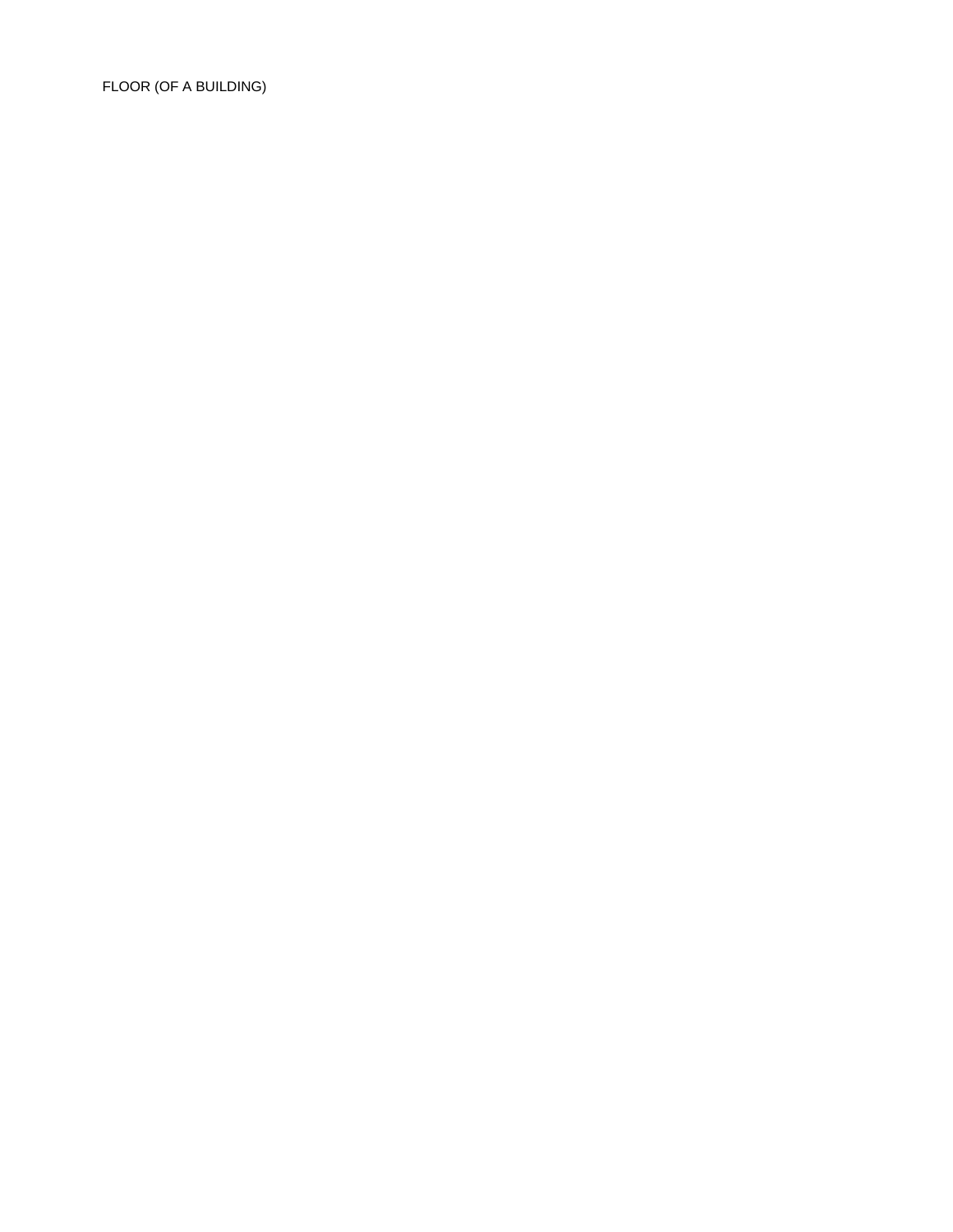FLOOR (OF A BUILDING)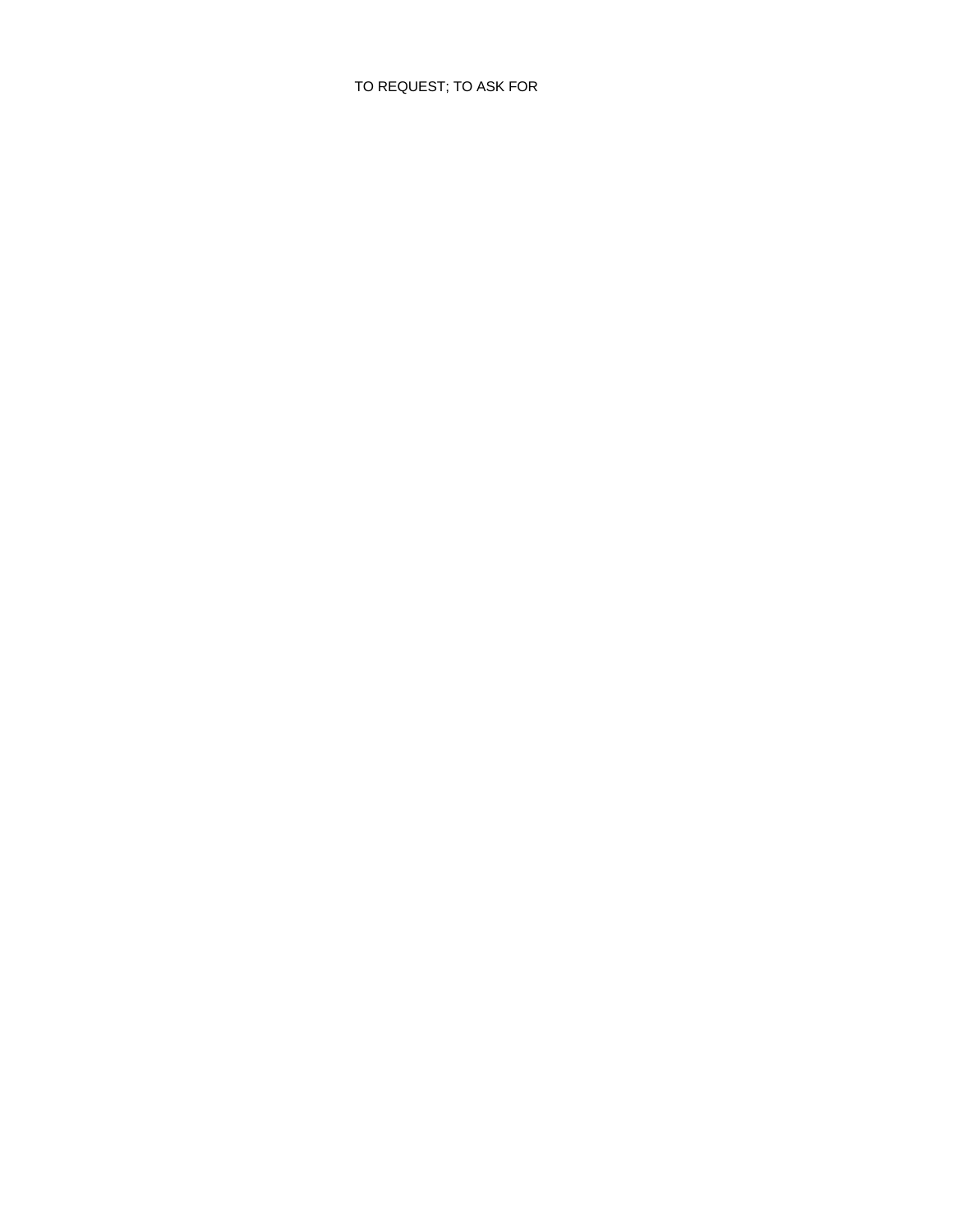TO REQUEST; TO ASK FOR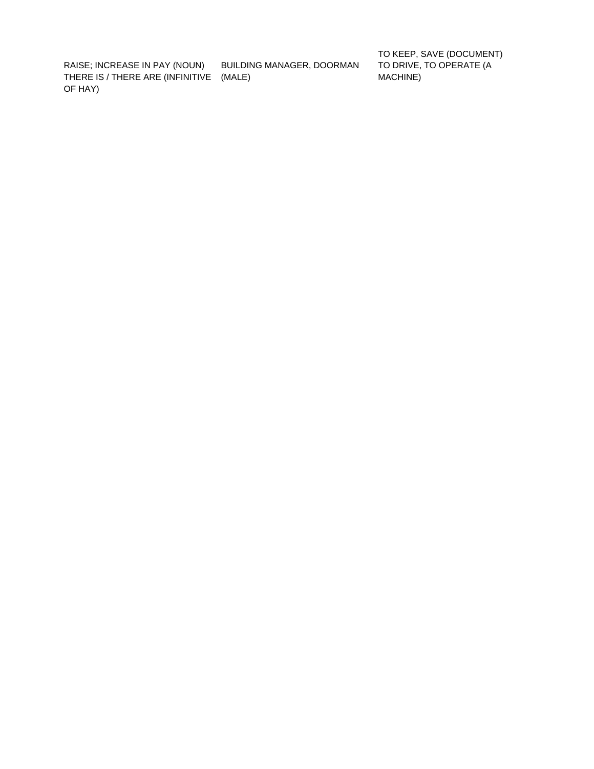RAISE; INCREASE IN PAY (NOUN)
THERE IS / THERE ARE (INFINITIVE OF HAY)

BUILDING MANAGER, DOORMAN (MALE)

TO KEEP, SAVE (DOCUMENT)
TO DRIVE, TO OPERATE (A MACHINE)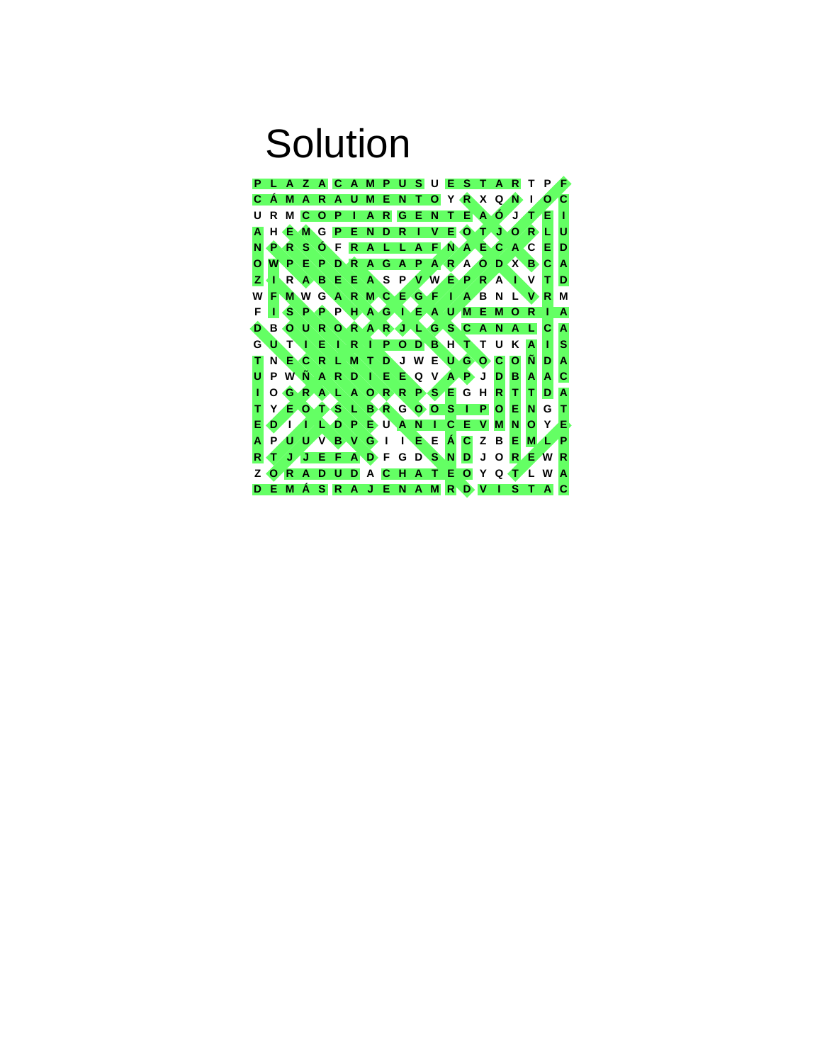# Solution

```
P L A Z A C A M P U S U E S T A R T P F
C Á M A R A U M E N T O Y R X Q Ñ I O C
U R M C O P I A R G E N T E A Ó J T E I
A H E M G P E N D R I V E O T J O R L U
N P R S Ó F R A L L A F N A E C A C E D
O W P E P D R A G A P A R A O D X B C A
Z I R A B E E A S P V W E P R A I V T D
W F M W G A R M C E G F I A B N L V R M
F I S P P P H A G I E A U M E M O R I A
D B O U R O R A R J L G S C A N A L C A
G U T I E I R I P O D B H T T U K A I S
T N E C R L M T D J W E U G O C O Ñ D A
U P W Ñ A R D I E E Q V A P J D B A A C
I O G R A L A O R R P S E G H R T T D A
T Y E O T S L B R G O O S I P O E N G T
E D I I L D P E U A N I C E V M N O Y E
A P U U V B V G I I E E Á C Z B E M L P
R T J J E F A D F G D S N D J O R E W R
Z O R A D U D A C H A T E O Y Q T L W A
D E M Á S R A J E N A M R D V I S T A C
```